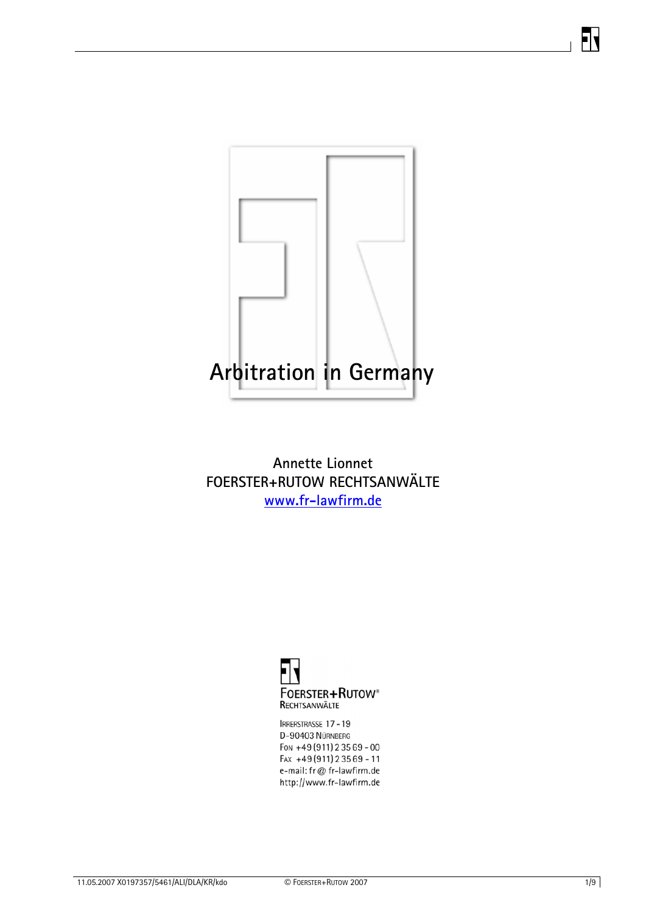# Arbitration in Germany

**Annette Lionnet**
**FOERSTER+RUTOW RECHTSANWÄLTE**
**www.fr-lawfirm.de**

FOERSTER+RUTOW®
RECHTSANWÄLTE

IRRERSTRASSE 17 - 19
D-90403 NÜRNBERG
FON +49 (911) 2 35 69 - 00
FAX +49 (911) 2 35 69 - 11
e-mail: fr@fr-lawfirm.de
http://www.fr-lawfirm.de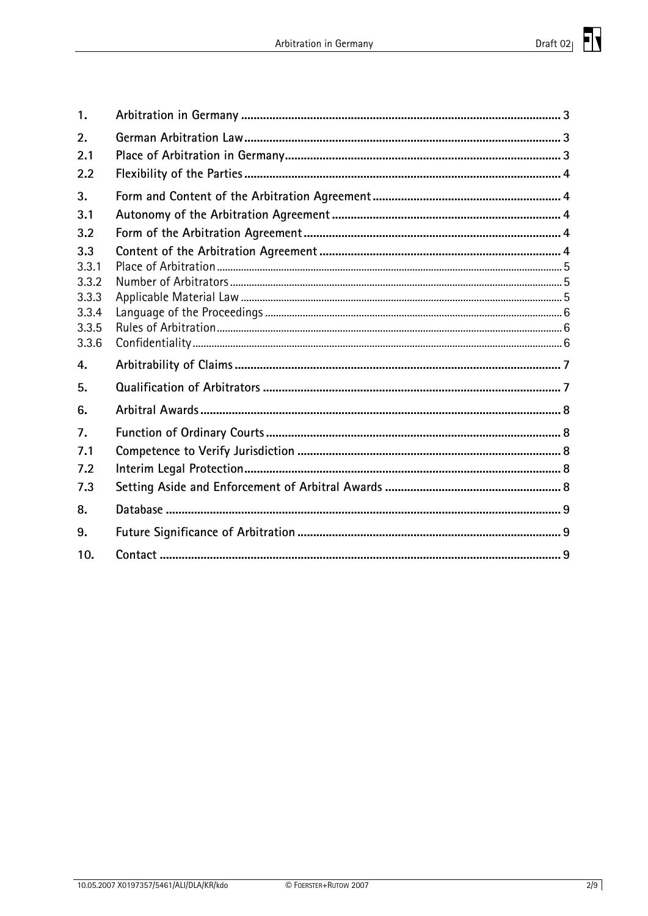| | | |
|---|---|---|
| **1.** | **Arbitration in Germany** | **3** |
| **2.** | **German Arbitration Law** | **3** |
| **2.1** | **Place of Arbitration in Germany** | **3** |
| **2.2** | **Flexibility of the Parties** | **4** |
| **3.** | **Form and Content of the Arbitration Agreement** | **4** |
| **3.1** | **Autonomy of the Arbitration Agreement** | **4** |
| **3.2** | **Form of the Arbitration Agreement** | **4** |
| **3.3** | **Content of the Arbitration Agreement** | **4** |
| 3.3.1 | Place of Arbitration | 5 |
| 3.3.2 | Number of Arbitrators | 5 |
| 3.3.3 | Applicable Material Law | 5 |
| 3.3.4 | Language of the Proceedings | 6 |
| 3.3.5 | Rules of Arbitration | 6 |
| 3.3.6 | Confidentiality | 6 |
| **4.** | **Arbitrability of Claims** | **7** |
| **5.** | **Qualification of Arbitrators** | **7** |
| **6.** | **Arbitral Awards** | **8** |
| **7.** | **Function of Ordinary Courts** | **8** |
| **7.1** | **Competence to Verify Jurisdiction** | **8** |
| **7.2** | **Interim Legal Protection** | **8** |
| **7.3** | **Setting Aside and Enforcement of Arbitral Awards** | **8** |
| **8.** | **Database** | **9** |
| **9.** | **Future Significance of Arbitration** | **9** |
| **10.** | **Contact** | **9** |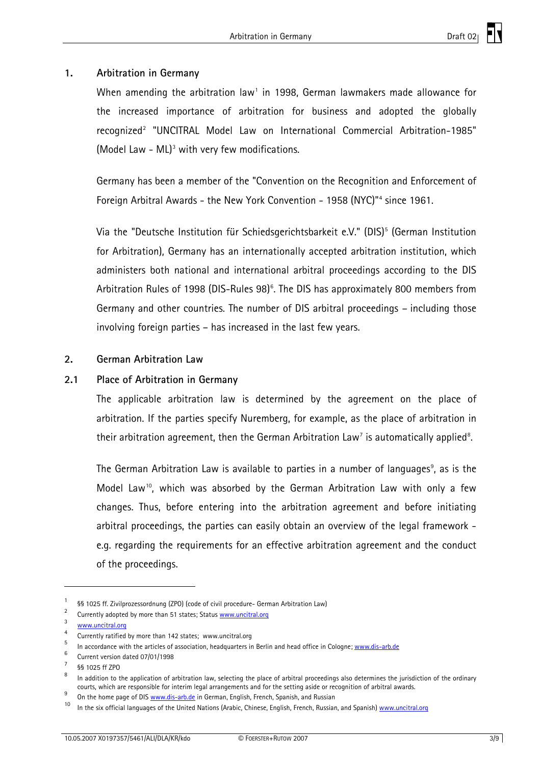## 1. Arbitration in Germany

When amending the arbitration law[1] in 1998, German lawmakers made allowance for the increased importance of arbitration for business and adopted the globally recognized[2] "UNCITRAL Model Law on International Commercial Arbitration-1985" (Model Law - ML)[3] with very few modifications.

Germany has been a member of the "Convention on the Recognition and Enforcement of Foreign Arbitral Awards - the New York Convention - 1958 (NYC)"[4] since 1961.

Via the "Deutsche Institution für Schiedsgerichtsbarkeit e.V." (DIS)[5] (German Institution for Arbitration), Germany has an internationally accepted arbitration institution, which administers both national and international arbitral proceedings according to the DIS Arbitration Rules of 1998 (DIS-Rules 98)[6]. The DIS has approximately 800 members from Germany and other countries. The number of DIS arbitral proceedings – including those involving foreign parties – has increased in the last few years.

## 2. German Arbitration Law

### 2.1 Place of Arbitration in Germany

The applicable arbitration law is determined by the agreement on the place of arbitration. If the parties specify Nuremberg, for example, as the place of arbitration in their arbitration agreement, then the German Arbitration Law[7] is automatically applied[8].

The German Arbitration Law is available to parties in a number of languages[9], as is the Model Law[10], which was absorbed by the German Arbitration Law with only a few changes. Thus, before entering into the arbitration agreement and before initiating arbitral proceedings, the parties can easily obtain an overview of the legal framework - e.g. regarding the requirements for an effective arbitration agreement and the conduct of the proceedings.

---

[1] §§ 1025 ff. Zivilprozessordnung (ZPO) (code of civil procedure- German Arbitration Law)

[2] Currently adopted by more than 51 states; Status www.uncitral.org

[3] www.uncitral.org

[4] Currently ratified by more than 142 states; www.uncitral.org

[5] In accordance with the articles of association, headquarters in Berlin and head office in Cologne; www.dis-arb.de

[6] Current version dated 07/01/1998

[7] §§ 1025 ff ZPO

[8] In addition to the application of arbitration law, selecting the place of arbitral proceedings also determines the jurisdiction of the ordinary courts, which are responsible for interim legal arrangements and for the setting aside or recognition of arbitral awards.

[9] On the home page of DIS www.dis-arb.de in German, English, French, Spanish, and Russian

[10] In the six official languages of the United Nations (Arabic, Chinese, English, French, Russian, and Spanish) www.uncitral.org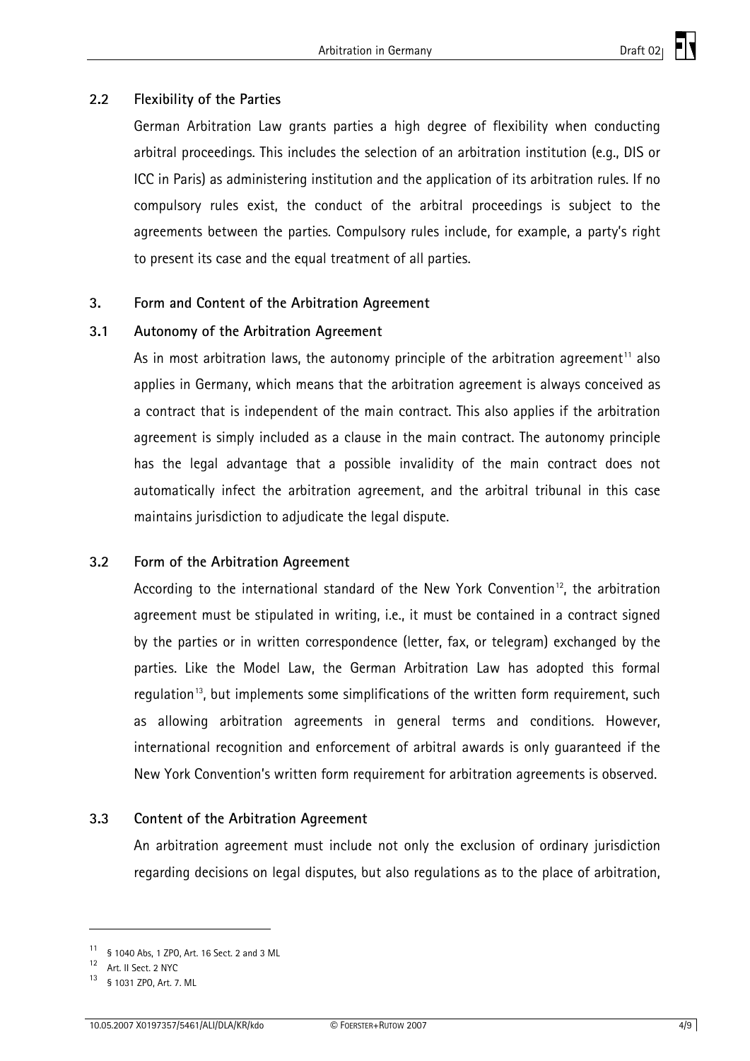### 2.2 Flexibility of the Parties

German Arbitration Law grants parties a high degree of flexibility when conducting arbitral proceedings. This includes the selection of an arbitration institution (e.g., DIS or ICC in Paris) as administering institution and the application of its arbitration rules. If no compulsory rules exist, the conduct of the arbitral proceedings is subject to the agreements between the parties. Compulsory rules include, for example, a party's right to present its case and the equal treatment of all parties.

## 3. Form and Content of the Arbitration Agreement

### 3.1 Autonomy of the Arbitration Agreement

As in most arbitration laws, the autonomy principle of the arbitration agreement[11] also applies in Germany, which means that the arbitration agreement is always conceived as a contract that is independent of the main contract. This also applies if the arbitration agreement is simply included as a clause in the main contract. The autonomy principle has the legal advantage that a possible invalidity of the main contract does not automatically infect the arbitration agreement, and the arbitral tribunal in this case maintains jurisdiction to adjudicate the legal dispute.

### 3.2 Form of the Arbitration Agreement

According to the international standard of the New York Convention[12], the arbitration agreement must be stipulated in writing, i.e., it must be contained in a contract signed by the parties or in written correspondence (letter, fax, or telegram) exchanged by the parties. Like the Model Law, the German Arbitration Law has adopted this formal regulation[13], but implements some simplifications of the written form requirement, such as allowing arbitration agreements in general terms and conditions. However, international recognition and enforcement of arbitral awards is only guaranteed if the New York Convention's written form requirement for arbitration agreements is observed.

### 3.3 Content of the Arbitration Agreement

An arbitration agreement must include not only the exclusion of ordinary jurisdiction regarding decisions on legal disputes, but also regulations as to the place of arbitration,

---

[11] § 1040 Abs, 1 ZPO, Art. 16 Sect. 2 and 3 ML

[12] Art. II Sect. 2 NYC

[13] § 1031 ZPO, Art. 7. ML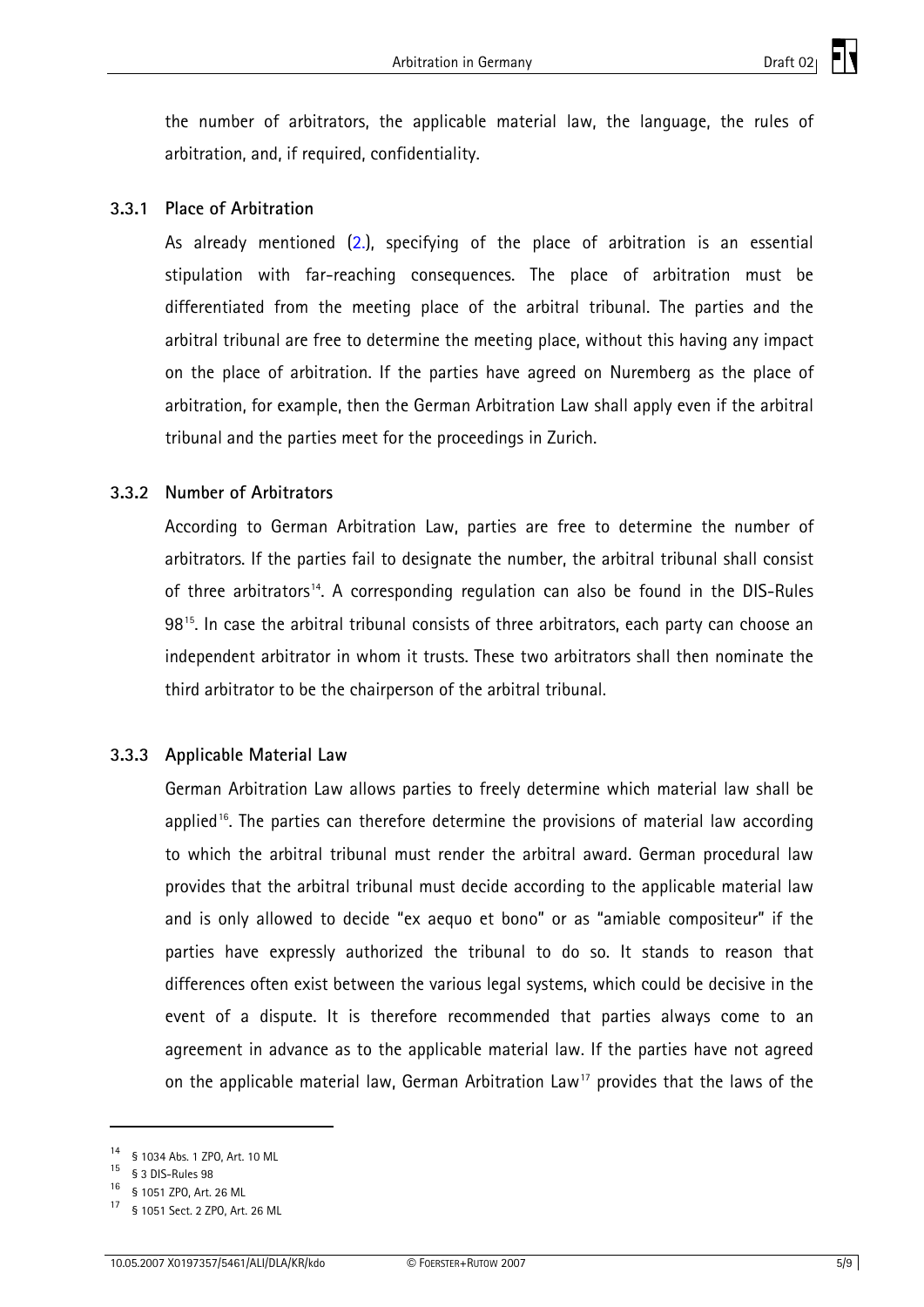the number of arbitrators, the applicable material law, the language, the rules of arbitration, and, if required, confidentiality.

### 3.3.1 Place of Arbitration

As already mentioned (2.), specifying of the place of arbitration is an essential stipulation with far-reaching consequences. The place of arbitration must be differentiated from the meeting place of the arbitral tribunal. The parties and the arbitral tribunal are free to determine the meeting place, without this having any impact on the place of arbitration. If the parties have agreed on Nuremberg as the place of arbitration, for example, then the German Arbitration Law shall apply even if the arbitral tribunal and the parties meet for the proceedings in Zurich.

### 3.3.2 Number of Arbitrators

According to German Arbitration Law, parties are free to determine the number of arbitrators. If the parties fail to designate the number, the arbitral tribunal shall consist of three arbitrators[14]. A corresponding regulation can also be found in the DIS-Rules 98[15]. In case the arbitral tribunal consists of three arbitrators, each party can choose an independent arbitrator in whom it trusts. These two arbitrators shall then nominate the third arbitrator to be the chairperson of the arbitral tribunal.

### 3.3.3 Applicable Material Law

German Arbitration Law allows parties to freely determine which material law shall be applied[16]. The parties can therefore determine the provisions of material law according to which the arbitral tribunal must render the arbitral award. German procedural law provides that the arbitral tribunal must decide according to the applicable material law and is only allowed to decide "ex aequo et bono" or as "amiable compositeur" if the parties have expressly authorized the tribunal to do so. It stands to reason that differences often exist between the various legal systems, which could be decisive in the event of a dispute. It is therefore recommended that parties always come to an agreement in advance as to the applicable material law. If the parties have not agreed on the applicable material law, German Arbitration Law[17] provides that the laws of the

---

[14] § 1034 Abs. 1 ZPO, Art. 10 ML

[15] § 3 DIS-Rules 98

[16] § 1051 ZPO, Art. 26 ML

[17] § 1051 Sect. 2 ZPO, Art. 26 ML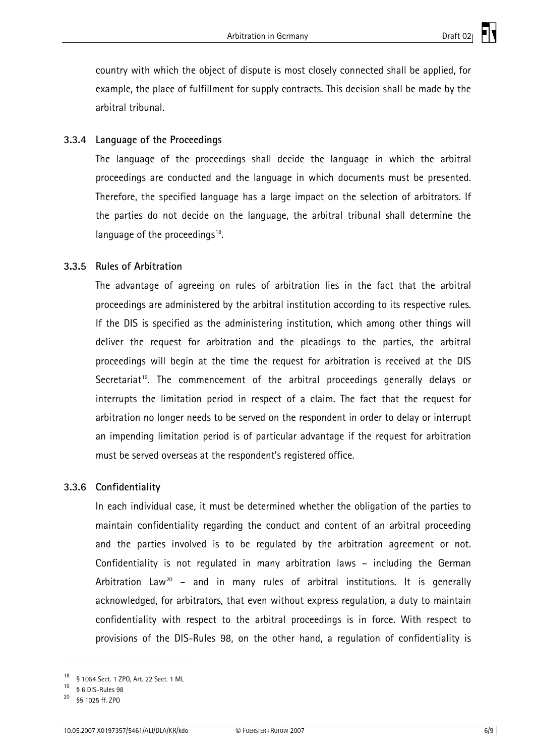country with which the object of dispute is most closely connected shall be applied, for example, the place of fulfillment for supply contracts. This decision shall be made by the arbitral tribunal.

### 3.3.4 Language of the Proceedings

The language of the proceedings shall decide the language in which the arbitral proceedings are conducted and the language in which documents must be presented. Therefore, the specified language has a large impact on the selection of arbitrators. If the parties do not decide on the language, the arbitral tribunal shall determine the language of the proceedings[18].

### 3.3.5 Rules of Arbitration

The advantage of agreeing on rules of arbitration lies in the fact that the arbitral proceedings are administered by the arbitral institution according to its respective rules. If the DIS is specified as the administering institution, which among other things will deliver the request for arbitration and the pleadings to the parties, the arbitral proceedings will begin at the time the request for arbitration is received at the DIS Secretariat[19]. The commencement of the arbitral proceedings generally delays or interrupts the limitation period in respect of a claim. The fact that the request for arbitration no longer needs to be served on the respondent in order to delay or interrupt an impending limitation period is of particular advantage if the request for arbitration must be served overseas at the respondent's registered office.

### 3.3.6 Confidentiality

In each individual case, it must be determined whether the obligation of the parties to maintain confidentiality regarding the conduct and content of an arbitral proceeding and the parties involved is to be regulated by the arbitration agreement or not. Confidentiality is not regulated in many arbitration laws – including the German Arbitration Law[20] – and in many rules of arbitral institutions. It is generally acknowledged, for arbitrators, that even without express regulation, a duty to maintain confidentiality with respect to the arbitral proceedings is in force. With respect to provisions of the DIS-Rules 98, on the other hand, a regulation of confidentiality is

---

[18] § 1054 Sect. 1 ZPO, Art. 22 Sect. 1 ML

[19] § 6 DIS-Rules 98

[20] §§ 1025 ff. ZPO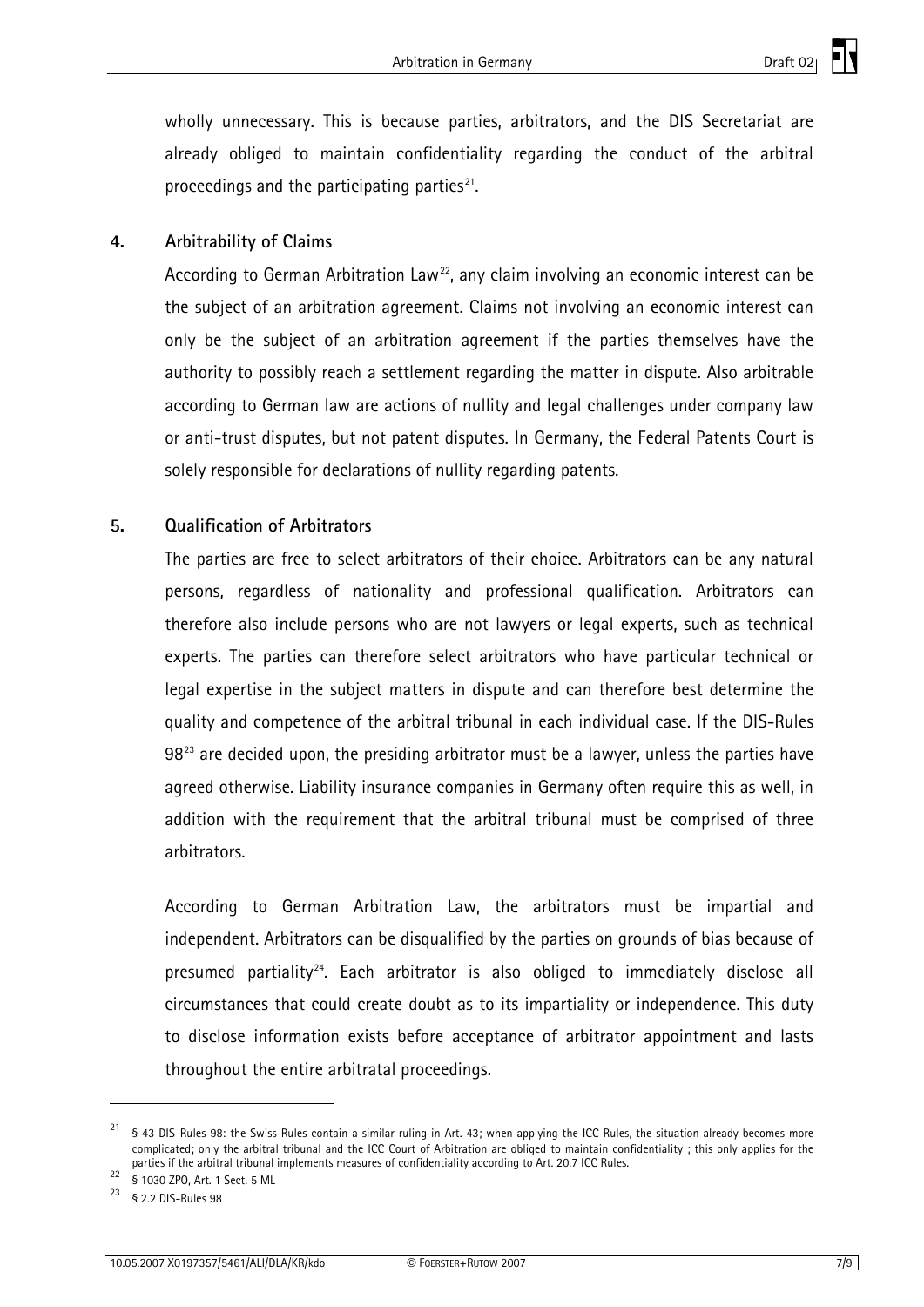wholly unnecessary. This is because parties, arbitrators, and the DIS Secretariat are already obliged to maintain confidentiality regarding the conduct of the arbitral proceedings and the participating parties[21].

## 4. Arbitrability of Claims

According to German Arbitration Law[22], any claim involving an economic interest can be the subject of an arbitration agreement. Claims not involving an economic interest can only be the subject of an arbitration agreement if the parties themselves have the authority to possibly reach a settlement regarding the matter in dispute. Also arbitrable according to German law are actions of nullity and legal challenges under company law or anti-trust disputes, but not patent disputes. In Germany, the Federal Patents Court is solely responsible for declarations of nullity regarding patents.

## 5. Qualification of Arbitrators

The parties are free to select arbitrators of their choice. Arbitrators can be any natural persons, regardless of nationality and professional qualification. Arbitrators can therefore also include persons who are not lawyers or legal experts, such as technical experts. The parties can therefore select arbitrators who have particular technical or legal expertise in the subject matters in dispute and can therefore best determine the quality and competence of the arbitral tribunal in each individual case. If the DIS-Rules 98[23] are decided upon, the presiding arbitrator must be a lawyer, unless the parties have agreed otherwise. Liability insurance companies in Germany often require this as well, in addition with the requirement that the arbitral tribunal must be comprised of three arbitrators.

According to German Arbitration Law, the arbitrators must be impartial and independent. Arbitrators can be disqualified by the parties on grounds of bias because of presumed partiality[24]. Each arbitrator is also obliged to immediately disclose all circumstances that could create doubt as to its impartiality or independence. This duty to disclose information exists before acceptance of arbitrator appointment and lasts throughout the entire arbitratal proceedings.

---

[21] § 43 DIS-Rules 98: the Swiss Rules contain a similar ruling in Art. 43; when applying the ICC Rules, the situation already becomes more complicated; only the arbitral tribunal and the ICC Court of Arbitration are obliged to maintain confidentiality ; this only applies for the parties if the arbitral tribunal implements measures of confidentiality according to Art. 20.7 ICC Rules.

[22] § 1030 ZPO, Art. 1 Sect. 5 ML

[23] § 2.2 DIS-Rules 98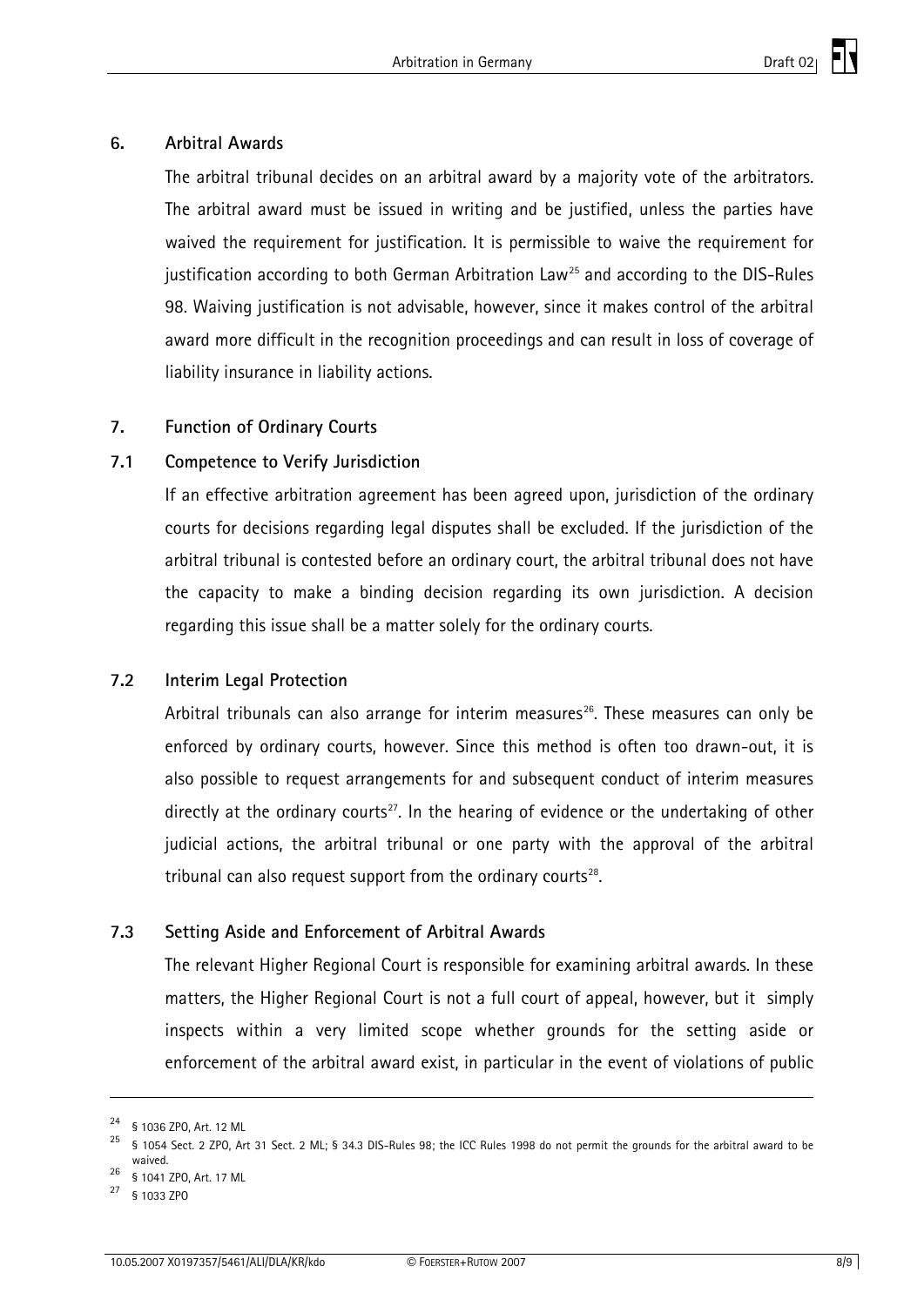## 6. Arbitral Awards

The arbitral tribunal decides on an arbitral award by a majority vote of the arbitrators. The arbitral award must be issued in writing and be justified, unless the parties have waived the requirement for justification. It is permissible to waive the requirement for justification according to both German Arbitration Law[25] and according to the DIS-Rules 98. Waiving justification is not advisable, however, since it makes control of the arbitral award more difficult in the recognition proceedings and can result in loss of coverage of liability insurance in liability actions.

## 7. Function of Ordinary Courts

### 7.1 Competence to Verify Jurisdiction

If an effective arbitration agreement has been agreed upon, jurisdiction of the ordinary courts for decisions regarding legal disputes shall be excluded. If the jurisdiction of the arbitral tribunal is contested before an ordinary court, the arbitral tribunal does not have the capacity to make a binding decision regarding its own jurisdiction. A decision regarding this issue shall be a matter solely for the ordinary courts.

### 7.2 Interim Legal Protection

Arbitral tribunals can also arrange for interim measures[26]. These measures can only be enforced by ordinary courts, however. Since this method is often too drawn-out, it is also possible to request arrangements for and subsequent conduct of interim measures directly at the ordinary courts[27]. In the hearing of evidence or the undertaking of other judicial actions, the arbitral tribunal or one party with the approval of the arbitral tribunal can also request support from the ordinary courts[28].

### 7.3 Setting Aside and Enforcement of Arbitral Awards

The relevant Higher Regional Court is responsible for examining arbitral awards. In these matters, the Higher Regional Court is not a full court of appeal, however, but it simply inspects within a very limited scope whether grounds for the setting aside or enforcement of the arbitral award exist, in particular in the event of violations of public

---

[24] § 1036 ZPO, Art. 12 ML

[25] § 1054 Sect. 2 ZPO, Art 31 Sect. 2 ML; § 34.3 DIS-Rules 98; the ICC Rules 1998 do not permit the grounds for the arbitral award to be waived.

[26] § 1041 ZPO, Art. 17 ML

[27] § 1033 ZPO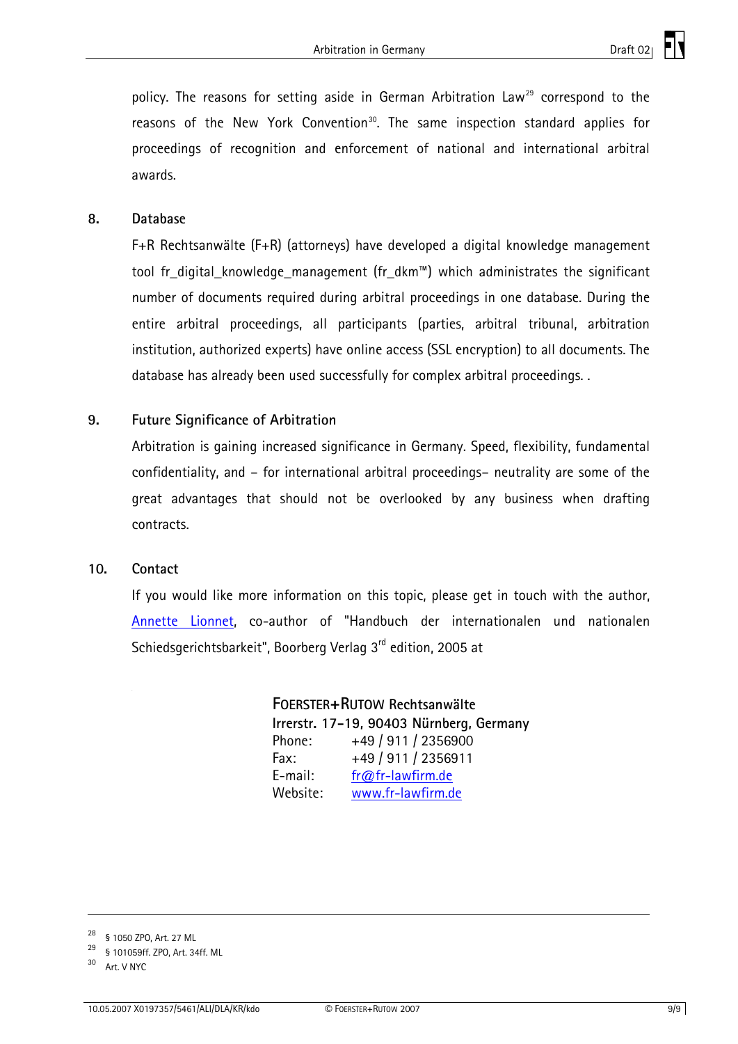policy. The reasons for setting aside in German Arbitration Law[29] correspond to the reasons of the New York Convention[30]. The same inspection standard applies for proceedings of recognition and enforcement of national and international arbitral awards.

## 8. Database

F+R Rechtsanwälte (F+R) (attorneys) have developed a digital knowledge management tool fr_digital_knowledge_management (fr_dkm™) which administrates the significant number of documents required during arbitral proceedings in one database. During the entire arbitral proceedings, all participants (parties, arbitral tribunal, arbitration institution, authorized experts) have online access (SSL encryption) to all documents. The database has already been used successfully for complex arbitral proceedings. .

## 9. Future Significance of Arbitration

Arbitration is gaining increased significance in Germany. Speed, flexibility, fundamental confidentiality, and – for international arbitral proceedings– neutrality are some of the great advantages that should not be overlooked by any business when drafting contracts.

## 10. Contact

If you would like more information on this topic, please get in touch with the author, Annette Lionnet, co-author of "Handbuch der internationalen und nationalen Schiedsgerichtsbarkeit", Boorberg Verlag 3rd edition, 2005 at

**FOERSTER+RUTOW Rechtsanwälte**
**Irrerstr. 17-19, 90403 Nürnberg, Germany**
Phone: +49 / 911 / 2356900
Fax: +49 / 911 / 2356911
E-mail: fr@fr-lawfirm.de
Website: www.fr-lawfirm.de

---

[28] § 1050 ZPO, Art. 27 ML
[29] § 101059ff. ZPO, Art. 34ff. ML
[30] Art. V NYC